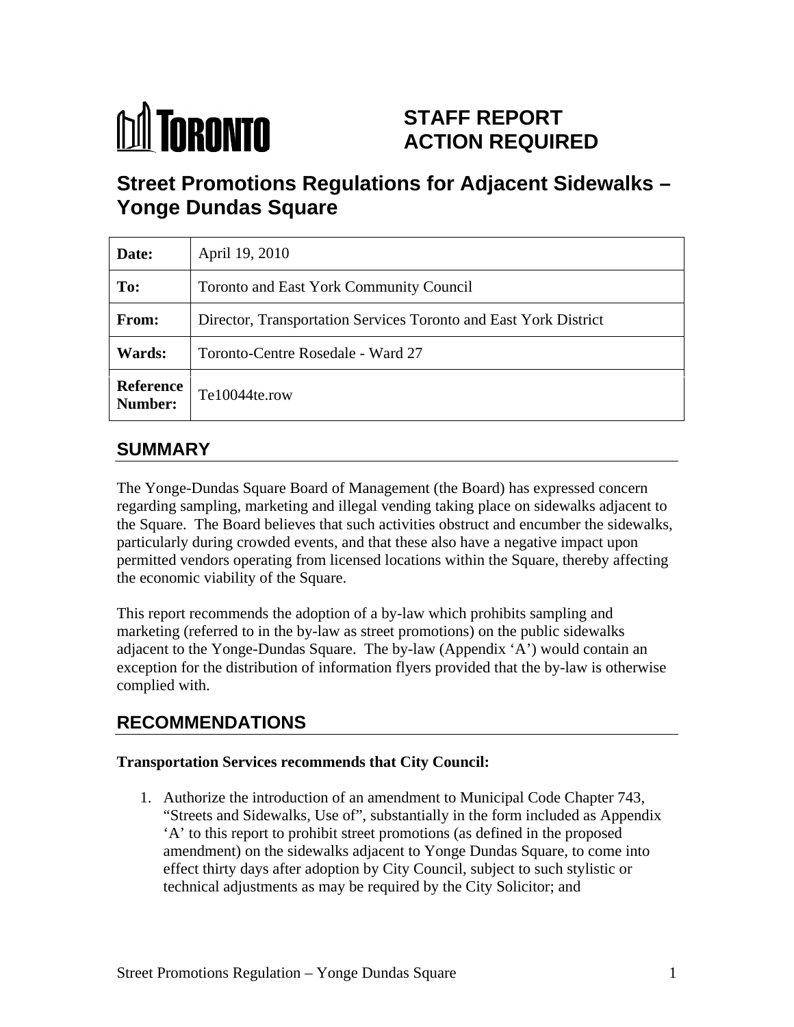# STAFF REPORT ACTION REQUIRED

## Street Promotions Regulations for Adjacent Sidewalks – Yonge Dundas Square

| | |
|---|---|
| **Date:** | April 19, 2010 |
| **To:** | Toronto and East York Community Council |
| **From:** | Director, Transportation Services Toronto and East York District |
| **Wards:** | Toronto-Centre Rosedale - Ward 27 |
| **Reference Number:** | Te10044te.row |

## SUMMARY

The Yonge-Dundas Square Board of Management (the Board) has expressed concern regarding sampling, marketing and illegal vending taking place on sidewalks adjacent to the Square. The Board believes that such activities obstruct and encumber the sidewalks, particularly during crowded events, and that these also have a negative impact upon permitted vendors operating from licensed locations within the Square, thereby affecting the economic viability of the Square.

This report recommends the adoption of a by-law which prohibits sampling and marketing (referred to in the by-law as street promotions) on the public sidewalks adjacent to the Yonge-Dundas Square. The by-law (Appendix 'A') would contain an exception for the distribution of information flyers provided that the by-law is otherwise complied with.

## RECOMMENDATIONS

**Transportation Services recommends that City Council:**

1. Authorize the introduction of an amendment to Municipal Code Chapter 743, "Streets and Sidewalks, Use of", substantially in the form included as Appendix 'A' to this report to prohibit street promotions (as defined in the proposed amendment) on the sidewalks adjacent to Yonge Dundas Square, to come into effect thirty days after adoption by City Council, subject to such stylistic or technical adjustments as may be required by the City Solicitor; and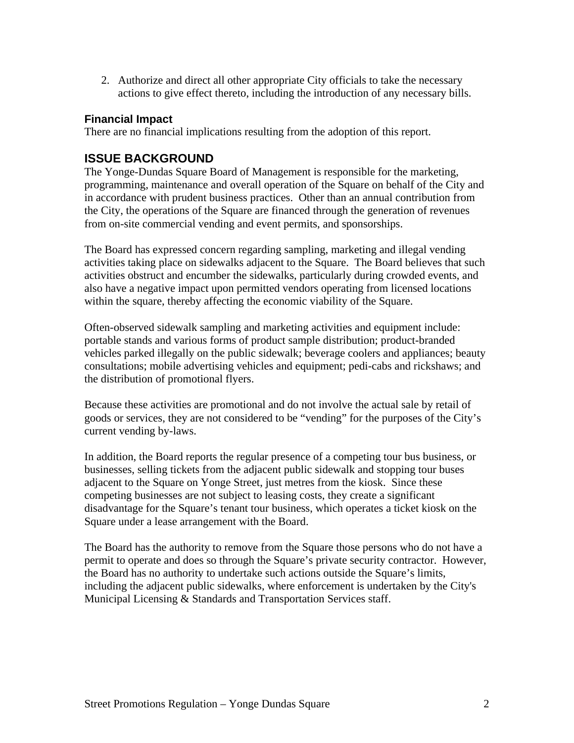2. Authorize and direct all other appropriate City officials to take the necessary actions to give effect thereto, including the introduction of any necessary bills.

### Financial Impact

There are no financial implications resulting from the adoption of this report.

## ISSUE BACKGROUND

The Yonge-Dundas Square Board of Management is responsible for the marketing, programming, maintenance and overall operation of the Square on behalf of the City and in accordance with prudent business practices. Other than an annual contribution from the City, the operations of the Square are financed through the generation of revenues from on-site commercial vending and event permits, and sponsorships.

The Board has expressed concern regarding sampling, marketing and illegal vending activities taking place on sidewalks adjacent to the Square. The Board believes that such activities obstruct and encumber the sidewalks, particularly during crowded events, and also have a negative impact upon permitted vendors operating from licensed locations within the square, thereby affecting the economic viability of the Square.

Often-observed sidewalk sampling and marketing activities and equipment include: portable stands and various forms of product sample distribution; product-branded vehicles parked illegally on the public sidewalk; beverage coolers and appliances; beauty consultations; mobile advertising vehicles and equipment; pedi-cabs and rickshaws; and the distribution of promotional flyers.

Because these activities are promotional and do not involve the actual sale by retail of goods or services, they are not considered to be "vending" for the purposes of the City's current vending by-laws.

In addition, the Board reports the regular presence of a competing tour bus business, or businesses, selling tickets from the adjacent public sidewalk and stopping tour buses adjacent to the Square on Yonge Street, just metres from the kiosk. Since these competing businesses are not subject to leasing costs, they create a significant disadvantage for the Square's tenant tour business, which operates a ticket kiosk on the Square under a lease arrangement with the Board.

The Board has the authority to remove from the Square those persons who do not have a permit to operate and does so through the Square's private security contractor. However, the Board has no authority to undertake such actions outside the Square's limits, including the adjacent public sidewalks, where enforcement is undertaken by the City's Municipal Licensing & Standards and Transportation Services staff.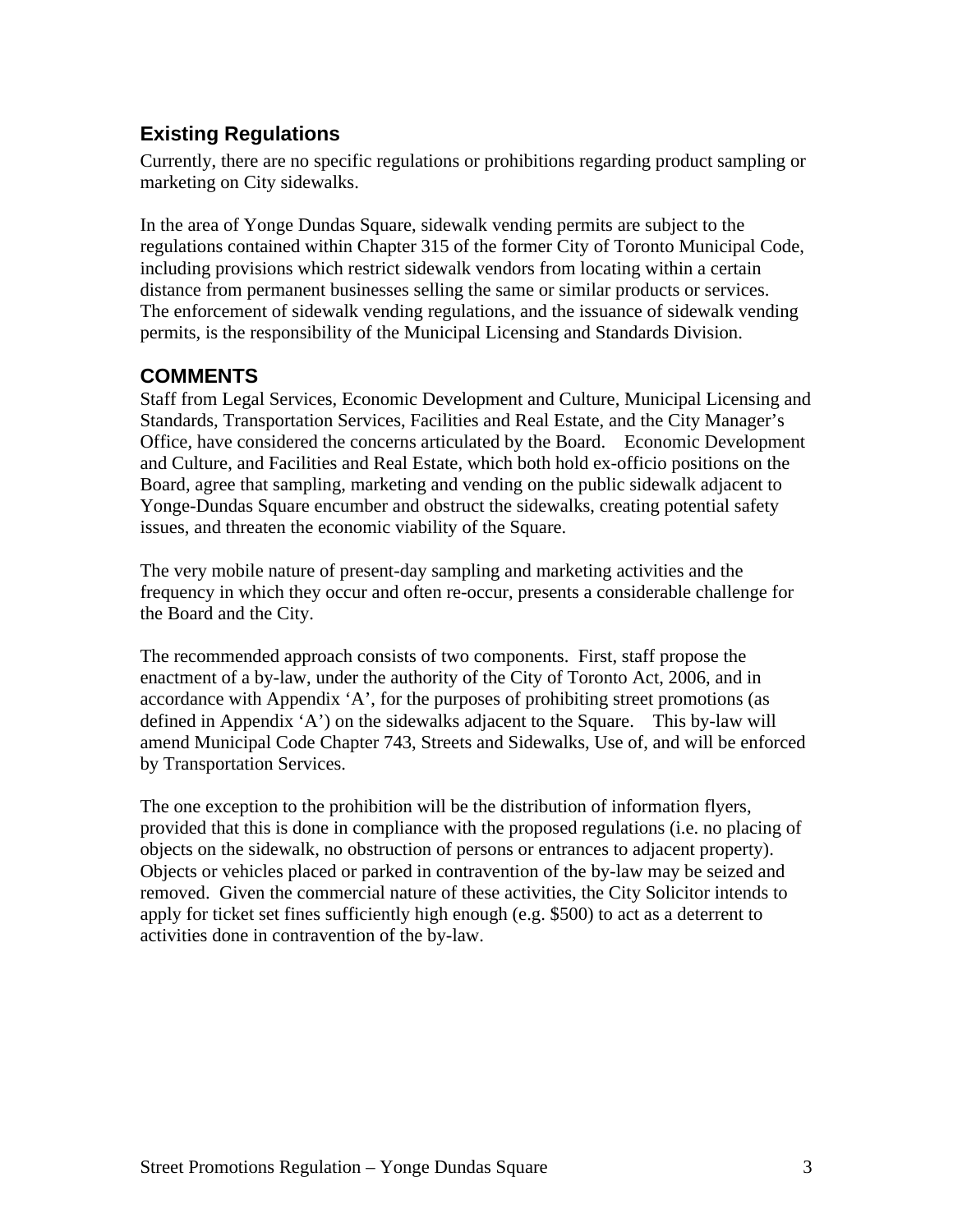## Existing Regulations

Currently, there are no specific regulations or prohibitions regarding product sampling or marketing on City sidewalks.

In the area of Yonge Dundas Square, sidewalk vending permits are subject to the regulations contained within Chapter 315 of the former City of Toronto Municipal Code, including provisions which restrict sidewalk vendors from locating within a certain distance from permanent businesses selling the same or similar products or services. The enforcement of sidewalk vending regulations, and the issuance of sidewalk vending permits, is the responsibility of the Municipal Licensing and Standards Division.

## COMMENTS

Staff from Legal Services, Economic Development and Culture, Municipal Licensing and Standards, Transportation Services, Facilities and Real Estate, and the City Manager's Office, have considered the concerns articulated by the Board. Economic Development and Culture, and Facilities and Real Estate, which both hold ex-officio positions on the Board, agree that sampling, marketing and vending on the public sidewalk adjacent to Yonge-Dundas Square encumber and obstruct the sidewalks, creating potential safety issues, and threaten the economic viability of the Square.

The very mobile nature of present-day sampling and marketing activities and the frequency in which they occur and often re-occur, presents a considerable challenge for the Board and the City.

The recommended approach consists of two components. First, staff propose the enactment of a by-law, under the authority of the City of Toronto Act, 2006, and in accordance with Appendix 'A', for the purposes of prohibiting street promotions (as defined in Appendix 'A') on the sidewalks adjacent to the Square. This by-law will amend Municipal Code Chapter 743, Streets and Sidewalks, Use of, and will be enforced by Transportation Services.

The one exception to the prohibition will be the distribution of information flyers, provided that this is done in compliance with the proposed regulations (i.e. no placing of objects on the sidewalk, no obstruction of persons or entrances to adjacent property). Objects or vehicles placed or parked in contravention of the by-law may be seized and removed. Given the commercial nature of these activities, the City Solicitor intends to apply for ticket set fines sufficiently high enough (e.g. $500) to act as a deterrent to activities done in contravention of the by-law.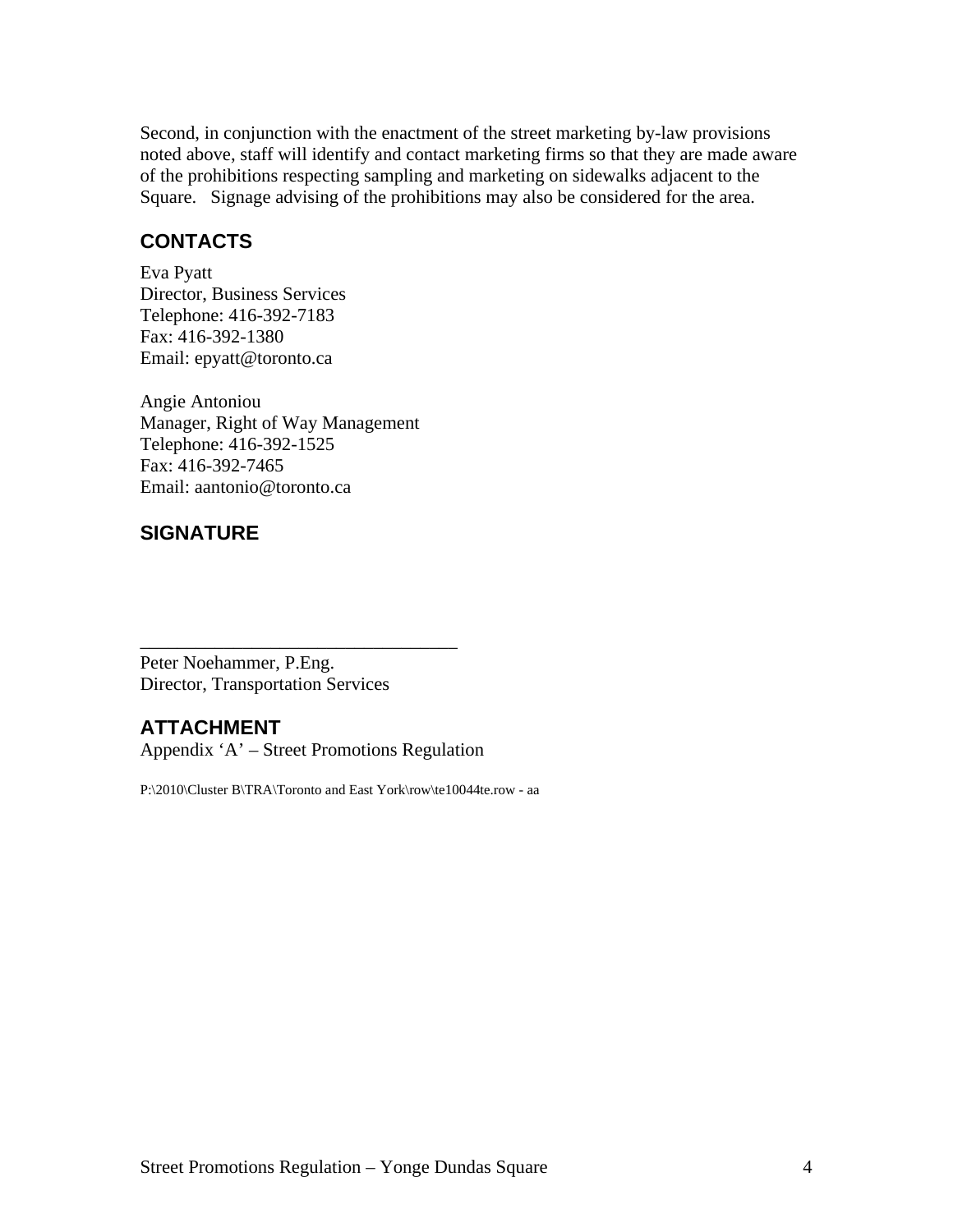Second, in conjunction with the enactment of the street marketing by-law provisions noted above, staff will identify and contact marketing firms so that they are made aware of the prohibitions respecting sampling and marketing on sidewalks adjacent to the Square. Signage advising of the prohibitions may also be considered for the area.

## CONTACTS

Eva Pyatt
Director, Business Services
Telephone: 416-392-7183
Fax: 416-392-1380
Email: epyatt@toronto.ca

Angie Antoniou
Manager, Right of Way Management
Telephone: 416-392-1525
Fax: 416-392-7465
Email: aantonio@toronto.ca

## SIGNATURE

_________________________________

Peter Noehammer, P.Eng.
Director, Transportation Services

## ATTACHMENT

Appendix 'A' – Street Promotions Regulation

P:\2010\Cluster B\TRA\Toronto and East York\row\te10044te.row - aa